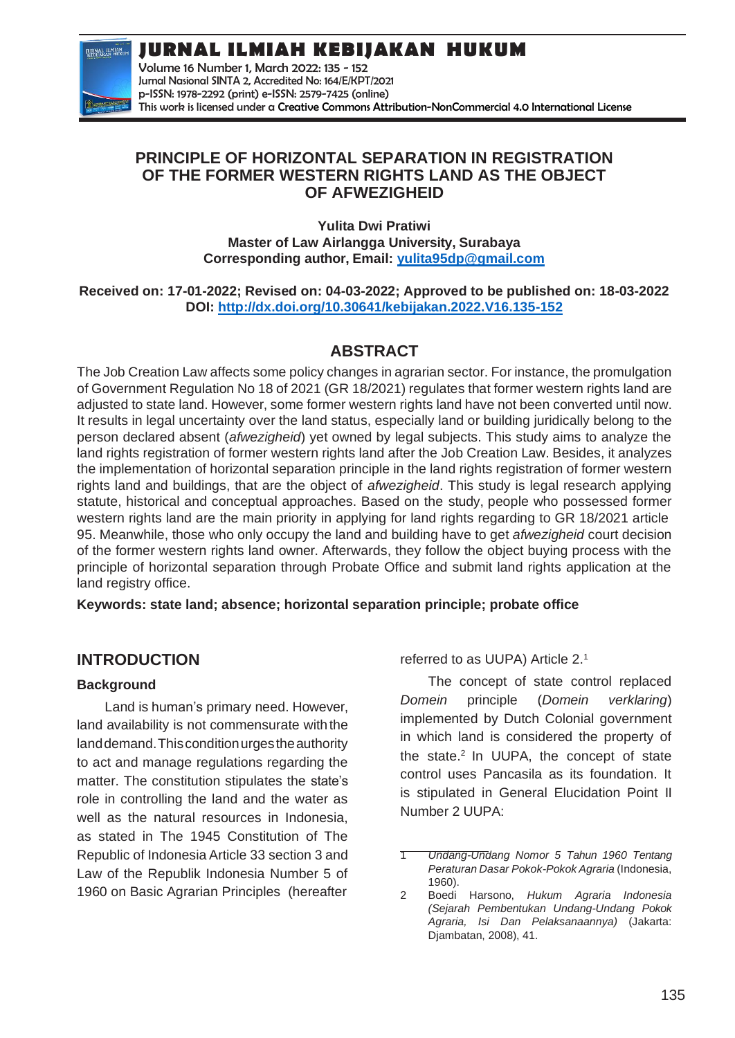# PRINCIPLE OF HORIZONTAL SEPARATION IN REGISTRATION OF THE FORMER WESTERN RIGHTS LAND AS THE OBJECT OF AFWEZIGHEID

**Yulita Dwi Pratiwi**
**Master of Law Airlangga University, Surabaya**
**Corresponding author, Email: yulita95dp@gmail.com**

**Received on: 17-01-2022; Revised on: 04-03-2022; Approved to be published on: 18-03-2022**
**DOI: http://dx.doi.org/10.30641/kebijakan.2022.V16.135-152**

## ABSTRACT

The Job Creation Law affects some policy changes in agrarian sector. For instance, the promulgation of Government Regulation No 18 of 2021 (GR 18/2021) regulates that former western rights land are adjusted to state land. However, some former western rights land have not been converted until now. It results in legal uncertainty over the land status, especially land or building juridically belong to the person declared absent (*afwezigheid*) yet owned by legal subjects. This study aims to analyze the land rights registration of former western rights land after the Job Creation Law. Besides, it analyzes the implementation of horizontal separation principle in the land rights registration of former western rights land and buildings, that are the object of *afwezigheid*. This study is legal research applying statute, historical and conceptual approaches. Based on the study, people who possessed former western rights land are the main priority in applying for land rights regarding to GR 18/2021 article 95. Meanwhile, those who only occupy the land and building have to get *afwezigheid* court decision of the former western rights land owner. Afterwards, they follow the object buying process with the principle of horizontal separation through Probate Office and submit land rights application at the land registry office.

**Keywords: state land; absence; horizontal separation principle; probate office**

## INTRODUCTION

### Background

Land is human's primary need. However, land availability is not commensurate with the land demand. This condition urges the authority to act and manage regulations regarding the matter. The constitution stipulates the state's role in controlling the land and the water as well as the natural resources in Indonesia, as stated in The 1945 Constitution of The Republic of Indonesia Article 33 section 3 and Law of the Republik Indonesia Number 5 of 1960 on Basic Agrarian Principles (hereafter referred to as UUPA) Article 2.[1]

The concept of state control replaced *Domein* principle (*Domein verklaring*) implemented by Dutch Colonial government in which land is considered the property of the state.[2] In UUPA, the concept of state control uses Pancasila as its foundation. It is stipulated in General Elucidation Point II Number 2 UUPA:

---

1 *Undang-Undang Nomor 5 Tahun 1960 Tentang Peraturan Dasar Pokok-Pokok Agraria* (Indonesia, 1960).

2 Boedi Harsono, *Hukum Agraria Indonesia (Sejarah Pembentukan Undang-Undang Pokok Agraria, Isi Dan Pelaksanaannya)* (Jakarta: Djambatan, 2008), 41.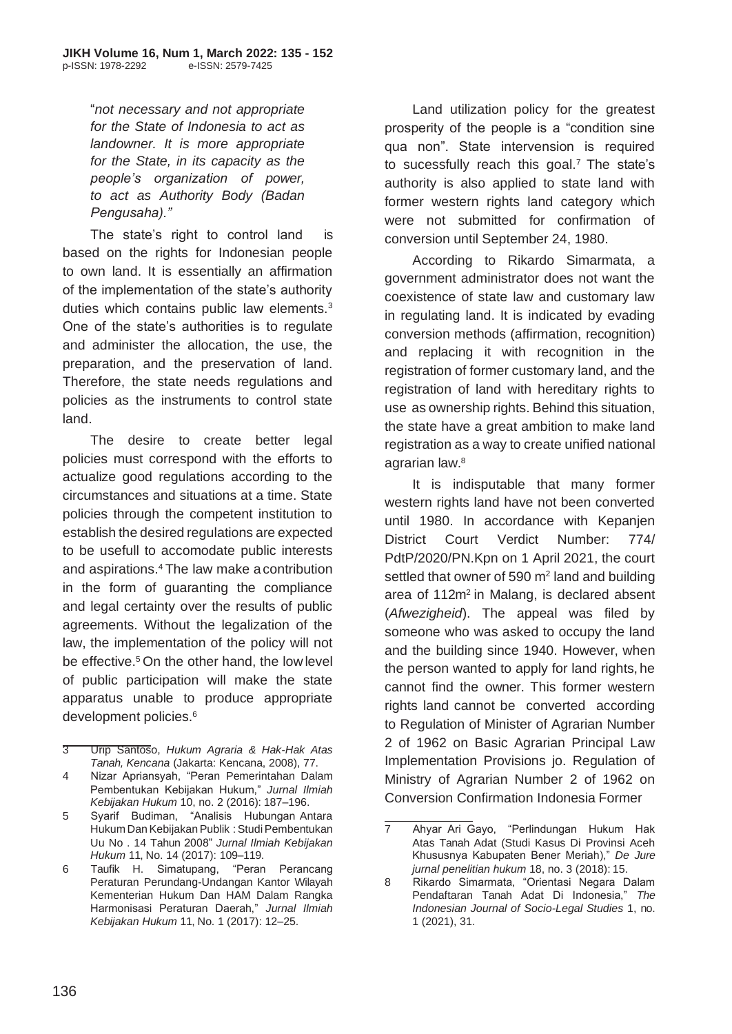"*not necessary and not appropriate for the State of Indonesia to act as landowner. It is more appropriate for the State, in its capacity as the people's organization of power, to act as Authority Body (Badan Pengusaha)."*

The state's right to control land is based on the rights for Indonesian people to own land. It is essentially an affirmation of the implementation of the state's authority duties which contains public law elements.[3] One of the state's authorities is to regulate and administer the allocation, the use, the preparation, and the preservation of land. Therefore, the state needs regulations and policies as the instruments to control state land.

The desire to create better legal policies must correspond with the efforts to actualize good regulations according to the circumstances and situations at a time. State policies through the competent institution to establish the desired regulations are expected to be usefull to accomodate public interests and aspirations.[4] The law make a contribution in the form of guaranting the compliance and legal certainty over the results of public agreements. Without the legalization of the law, the implementation of the policy will not be effective.[5] On the other hand, the low level of public participation will make the state apparatus unable to produce appropriate development policies.[6]

Land utilization policy for the greatest prosperity of the people is a "condition sine qua non". State intervention is required to sucessfully reach this goal.[7] The state's authority is also applied to state land with former western rights land category which were not submitted for confirmation of conversion until September 24, 1980.

According to Rikardo Simarmata, a government administrator does not want the coexistence of state law and customary law in regulating land. It is indicated by evading conversion methods (affirmation, recognition) and replacing it with recognition in the registration of former customary land, and the registration of land with hereditary rights to use as ownership rights. Behind this situation, the state have a great ambition to make land registration as a way to create unified national agrarian law.[8]

It is indisputable that many former western rights land have not been converted until 1980. In accordance with Kepanjen District Court Verdict Number: 774/ PdtP/2020/PN.Kpn on 1 April 2021, the court settled that owner of 590 m² land and building area of 112m² in Malang, is declared absent (*Afwezigheid*). The appeal was filed by someone who was asked to occupy the land and the building since 1940. However, when the person wanted to apply for land rights, he cannot find the owner. This former western rights land cannot be converted according to Regulation of Minister of Agrarian Number 2 of 1962 on Basic Agrarian Principal Law Implementation Provisions jo. Regulation of Ministry of Agrarian Number 2 of 1962 on Conversion Confirmation Indonesia Former

---

3 Urip Santoso, *Hukum Agraria & Hak-Hak Atas Tanah, Kencana* (Jakarta: Kencana, 2008), 77.

4 Nizar Apriansyah, "Peran Pemerintahan Dalam Pembentukan Kebijakan Hukum," *Jurnal Ilmiah Kebijakan Hukum* 10, no. 2 (2016): 187–196.

5 Syarif Budiman, "Analisis Hubungan Antara Hukum Dan Kebijakan Publik : Studi Pembentukan Uu No . 14 Tahun 2008" *Jurnal Ilmiah Kebijakan Hukum* 11, No. 14 (2017): 109–119.

6 Taufik H. Simatupang, "Peran Perancang Peraturan Perundang-Undangan Kantor Wilayah Kementerian Hukum Dan HAM Dalam Rangka Harmonisasi Peraturan Daerah," *Jurnal Ilmiah Kebijakan Hukum* 11, No. 1 (2017): 12–25.

7 Ahyar Ari Gayo, "Perlindungan Hukum Hak Atas Tanah Adat (Studi Kasus Di Provinsi Aceh Khususnya Kabupaten Bener Meriah)," *De Jure jurnal penelitian hukum* 18, no. 3 (2018): 15.

8 Rikardo Simarmata, "Orientasi Negara Dalam Pendaftaran Tanah Adat Di Indonesia," *The Indonesian Journal of Socio-Legal Studies* 1, no. 1 (2021), 31.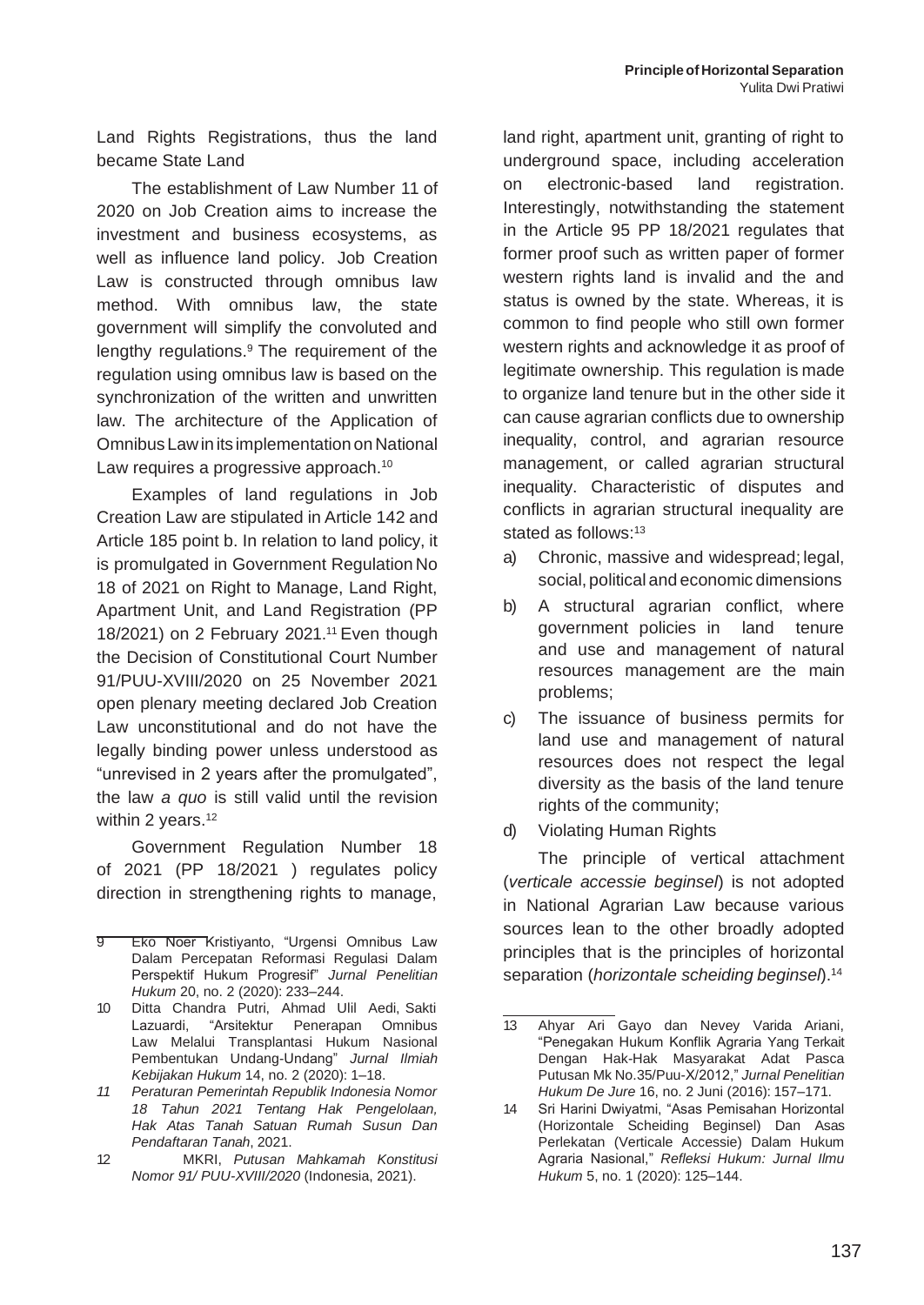Land Rights Registrations, thus the land became State Land

The establishment of Law Number 11 of 2020 on Job Creation aims to increase the investment and business ecosystems, as well as influence land policy. Job Creation Law is constructed through omnibus law method. With omnibus law, the state government will simplify the convoluted and lengthy regulations.[9] The requirement of the regulation using omnibus law is based on the synchronization of the written and unwritten law. The architecture of the Application of Omnibus Law in its implementation on National Law requires a progressive approach.[10]

Examples of land regulations in Job Creation Law are stipulated in Article 142 and Article 185 point b. In relation to land policy, it is promulgated in Government Regulation No 18 of 2021 on Right to Manage, Land Right, Apartment Unit, and Land Registration (PP 18/2021) on 2 February 2021.[11] Even though the Decision of Constitutional Court Number 91/PUU-XVIII/2020 on 25 November 2021 open plenary meeting declared Job Creation Law unconstitutional and do not have the legally binding power unless understood as "unrevised in 2 years after the promulgated", the law *a quo* is still valid until the revision within 2 years.[12]

Government Regulation Number 18 of 2021 (PP 18/2021 ) regulates policy direction in strengthening rights to manage, land right, apartment unit, granting of right to underground space, including acceleration on electronic-based land registration. Interestingly, notwithstanding the statement in the Article 95 PP 18/2021 regulates that former proof such as written paper of former western rights land is invalid and the and status is owned by the state. Whereas, it is common to find people who still own former western rights and acknowledge it as proof of legitimate ownership. This regulation is made to organize land tenure but in the other side it can cause agrarian conflicts due to ownership inequality, control, and agrarian resource management, or called agrarian structural inequality. Characteristic of disputes and conflicts in agrarian structural inequality are stated as follows:[13]

a) Chronic, massive and widespread; legal, social, political and economic dimensions
b) A structural agrarian conflict, where government policies in land tenure and use and management of natural resources management are the main problems;
c) The issuance of business permits for land use and management of natural resources does not respect the legal diversity as the basis of the land tenure rights of the community;
d) Violating Human Rights

The principle of vertical attachment (*verticale accessie beginsel*) is not adopted in National Agrarian Law because various sources lean to the other broadly adopted principles that is the principles of horizontal separation (*horizontale scheiding beginsel*).[14]

---

9 Eko Noer Kristiyanto, "Urgensi Omnibus Law Dalam Percepatan Reformasi Regulasi Dalam Perspektif Hukum Progresif" *Jurnal Penelitian Hukum* 20, no. 2 (2020): 233–244.

10 Ditta Chandra Putri, Ahmad Ulil Aedi, Sakti Lazuardi, "Arsitektur Penerapan Omnibus Law Melalui Transplantasi Hukum Nasional Pembentukan Undang-Undang" *Jurnal Ilmiah Kebijakan Hukum* 14, no. 2 (2020): 1–18.

11 *Peraturan Pemerintah Republik Indonesia Nomor 18 Tahun 2021 Tentang Hak Pengelolaan, Hak Atas Tanah Satuan Rumah Susun Dan Pendaftaran Tanah*, 2021.

12 MKRI, *Putusan Mahkamah Konstitusi Nomor 91/ PUU-XVIII/2020* (Indonesia, 2021).

13 Ahyar Ari Gayo dan Nevey Varida Ariani, "Penegakan Hukum Konflik Agraria Yang Terkait Dengan Hak-Hak Masyarakat Adat Pasca Putusan Mk No.35/Puu-X/2012," *Jurnal Penelitian Hukum De Jure* 16, no. 2 Juni (2016): 157–171.

14 Sri Harini Dwiyatmi, "Asas Pemisahan Horizontal (Horizontale Scheiding Beginsel) Dan Asas Perlekatan (Verticale Accessie) Dalam Hukum Agraria Nasional," *Refleksi Hukum: Jurnal Ilmu Hukum* 5, no. 1 (2020): 125–144.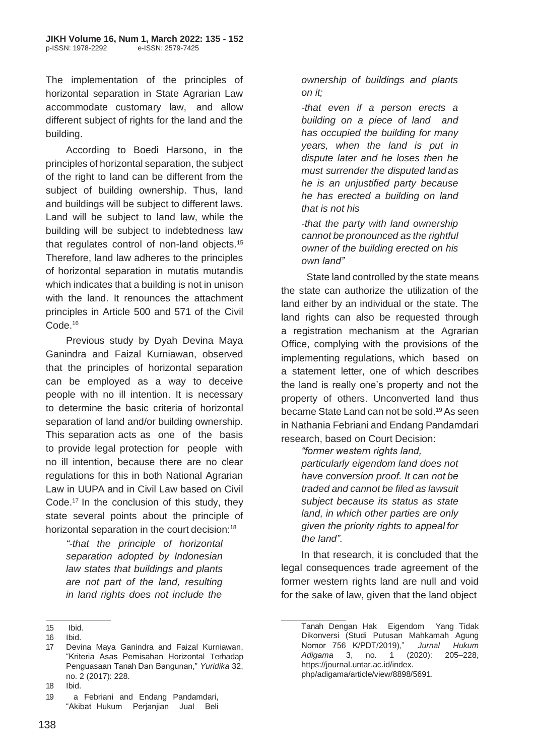The implementation of the principles of horizontal separation in State Agrarian Law accommodate customary law, and allow different subject of rights for the land and the building.

According to Boedi Harsono, in the principles of horizontal separation, the subject of the right to land can be different from the subject of building ownership. Thus, land and buildings will be subject to different laws. Land will be subject to land law, while the building will be subject to indebtedness law that regulates control of non-land objects.[15] Therefore, land law adheres to the principles of horizontal separation in mutatis mutandis which indicates that a building is not in unison with the land. It renounces the attachment principles in Article 500 and 571 of the Civil Code.[16]

Previous study by Dyah Devina Maya Ganindra and Faizal Kurniawan, observed that the principles of horizontal separation can be employed as a way to deceive people with no ill intention. It is necessary to determine the basic criteria of horizontal separation of land and/or building ownership. This separation acts as one of the basis to provide legal protection for people with no ill intention, because there are no clear regulations for this in both National Agrarian Law in UUPA and in Civil Law based on Civil Code.[17] In the conclusion of this study, they state several points about the principle of horizontal separation in the court decision:[18]

> *"-that the principle of horizontal separation adopted by Indonesian law states that buildings and plants are not part of the land, resulting in land rights does not include the ownership of buildings and plants on it;*
>
> *-that even if a person erects a building on a piece of land and has occupied the building for many years, when the land is put in dispute later and he loses then he must surrender the disputed land as he is an unjustified party because he has erected a building on land that is not his*
>
> *-that the party with land ownership cannot be pronounced as the rightful owner of the building erected on his own land"*

State land controlled by the state means the state can authorize the utilization of the land either by an individual or the state. The land rights can also be requested through a registration mechanism at the Agrarian Office, complying with the provisions of the implementing regulations, which based on a statement letter, one of which describes the land is really one's property and not the property of others. Unconverted land thus became State Land can not be sold.[19] As seen in Nathania Febriani and Endang Pandamdari research, based on Court Decision:

> *"former western rights land, particularly eigendom land does not have conversion proof. It can not be traded and cannot be filed as lawsuit subject because its status as state land, in which other parties are only given the priority rights to appeal for the land".*

In that research, it is concluded that the legal consequences trade agreement of the former western rights land are null and void for the sake of law, given that the land object

---

15 Ibid.

16 Ibid.

17 Devina Maya Ganindra and Faizal Kurniawan, "Kriteria Asas Pemisahan Horizontal Terhadap Penguasaan Tanah Dan Bangunan," *Yuridika* 32, no. 2 (2017): 228.

18 Ibid.

19 a Febriani and Endang Pandamdari, "Akibat Hukum Perjanjian Jual Beli Tanah Dengan Hak Eigendom Yang Tidak Dikonversi (Studi Putusan Mahkamah Agung Nomor 756 K/PDT/2019)," *Jurnal Hukum Adigama* 3, no. 1 (2020): 205–228, https://journal.untar.ac.id/index.php/adigama/article/view/8898/5691.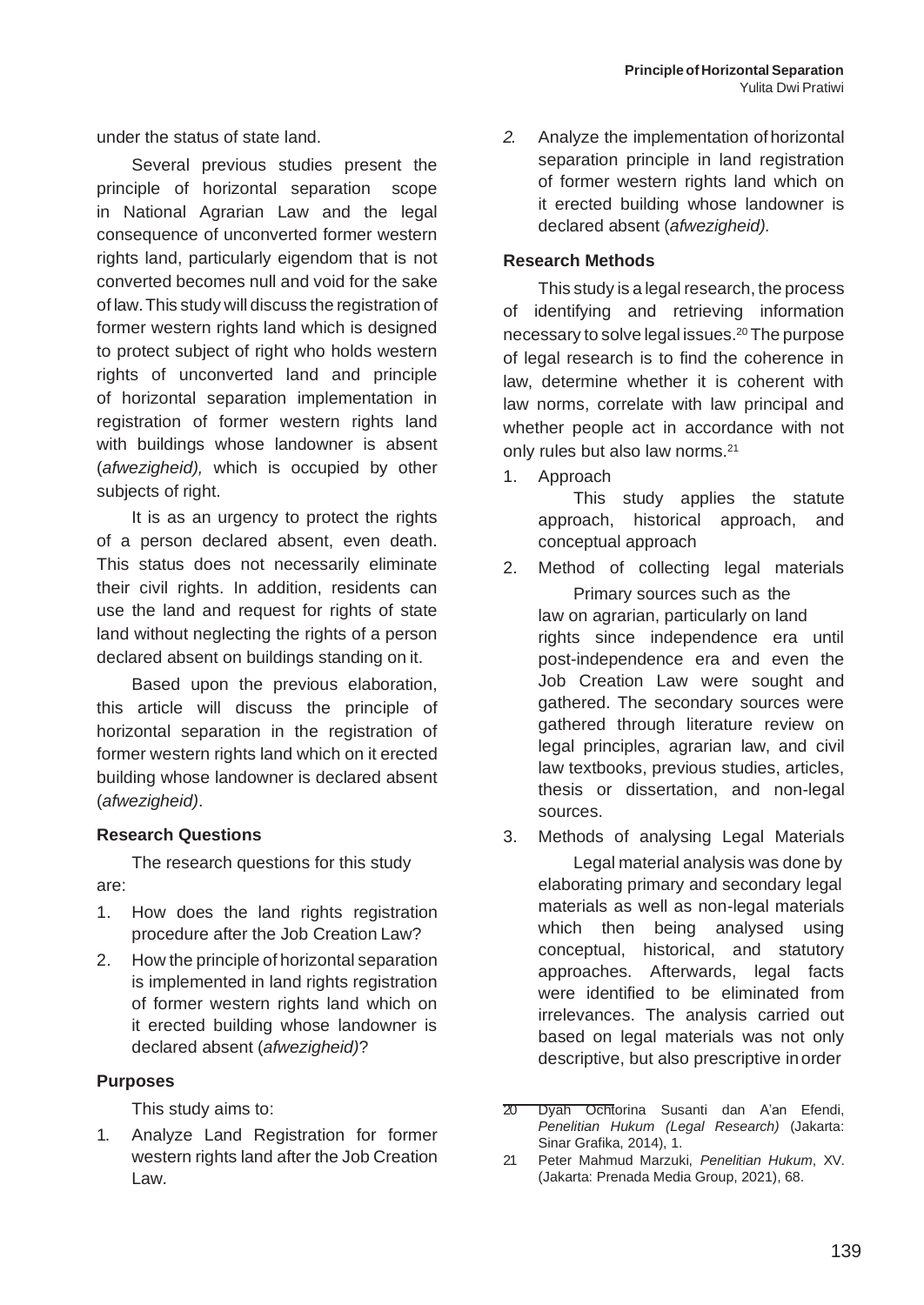under the status of state land.

Several previous studies present the principle of horizontal separation scope in National Agrarian Law and the legal consequence of unconverted former western rights land, particularly eigendom that is not converted becomes null and void for the sake of law. This study will discuss the registration of former western rights land which is designed to protect subject of right who holds western rights of unconverted land and principle of horizontal separation implementation in registration of former western rights land with buildings whose landowner is absent (*afwezigheid),* which is occupied by other subjects of right.

It is as an urgency to protect the rights of a person declared absent, even death. This status does not necessarily eliminate their civil rights. In addition, residents can use the land and request for rights of state land without neglecting the rights of a person declared absent on buildings standing on it.

Based upon the previous elaboration, this article will discuss the principle of horizontal separation in the registration of former western rights land which on it erected building whose landowner is declared absent (*afwezigheid)*.

### Research Questions

The research questions for this study are:

1. How does the land rights registration procedure after the Job Creation Law?
2. How the principle of horizontal separation is implemented in land rights registration of former western rights land which on it erected building whose landowner is declared absent (*afwezigheid)*?

### Purposes

This study aims to:

1. Analyze Land Registration for former western rights land after the Job Creation Law.
2. Analyze the implementation of horizontal separation principle in land registration of former western rights land which on it erected building whose landowner is declared absent (*afwezigheid).*

### Research Methods

This study is a legal research, the process of identifying and retrieving information necessary to solve legal issues.[20] The purpose of legal research is to find the coherence in law, determine whether it is coherent with law norms, correlate with law principal and whether people act in accordance with not only rules but also law norms.[21]

1. Approach

   This study applies the statute approach, historical approach, and conceptual approach

2. Method of collecting legal materials

   Primary sources such as the law on agrarian, particularly on land rights since independence era until post-independence era and even the Job Creation Law were sought and gathered. The secondary sources were gathered through literature review on legal principles, agrarian law, and civil law textbooks, previous studies, articles, thesis or dissertation, and non-legal sources.

3. Methods of analysing Legal Materials

   Legal material analysis was done by elaborating primary and secondary legal materials as well as non-legal materials which then being analysed using conceptual, historical, and statutory approaches. Afterwards, legal facts were identified to be eliminated from irrelevances. The analysis carried out based on legal materials was not only descriptive, but also prescriptive in order

---

20 Dyah Ochtorina Susanti dan A'an Efendi, *Penelitian Hukum (Legal Research)* (Jakarta: Sinar Grafika, 2014), 1.

21 Peter Mahmud Marzuki, *Penelitian Hukum*, XV. (Jakarta: Prenada Media Group, 2021), 68.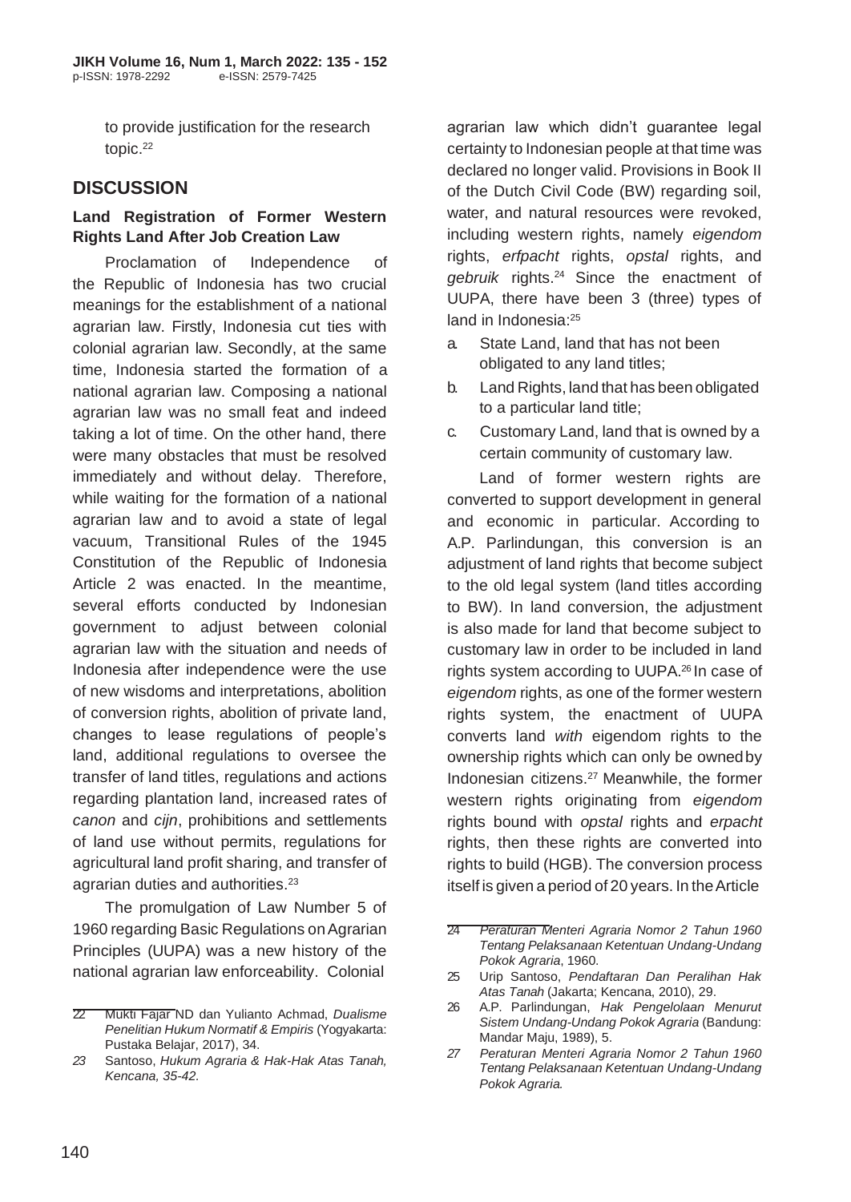to provide justification for the research topic.[22]

## DISCUSSION

### Land Registration of Former Western Rights Land After Job Creation Law

Proclamation of Independence of the Republic of Indonesia has two crucial meanings for the establishment of a national agrarian law. Firstly, Indonesia cut ties with colonial agrarian law. Secondly, at the same time, Indonesia started the formation of a national agrarian law. Composing a national agrarian law was no small feat and indeed taking a lot of time. On the other hand, there were many obstacles that must be resolved immediately and without delay. Therefore, while waiting for the formation of a national agrarian law and to avoid a state of legal vacuum, Transitional Rules of the 1945 Constitution of the Republic of Indonesia Article 2 was enacted. In the meantime, several efforts conducted by Indonesian government to adjust between colonial agrarian law with the situation and needs of Indonesia after independence were the use of new wisdoms and interpretations, abolition of conversion rights, abolition of private land, changes to lease regulations of people's land, additional regulations to oversee the transfer of land titles, regulations and actions regarding plantation land, increased rates of *canon* and *cijn*, prohibitions and settlements of land use without permits, regulations for agricultural land profit sharing, and transfer of agrarian duties and authorities.[23]

The promulgation of Law Number 5 of 1960 regarding Basic Regulations on Agrarian Principles (UUPA) was a new history of the national agrarian law enforceability. Colonial agrarian law which didn't guarantee legal certainty to Indonesian people at that time was declared no longer valid. Provisions in Book II of the Dutch Civil Code (BW) regarding soil, water, and natural resources were revoked, including western rights, namely *eigendom* rights, *erfpacht* rights, *opstal* rights, and *gebruik* rights.[24] Since the enactment of UUPA, there have been 3 (three) types of land in Indonesia:[25]

a. State Land, land that has not been obligated to any land titles;
b. Land Rights, land that has been obligated to a particular land title;
c. Customary Land, land that is owned by a certain community of customary law.

Land of former western rights are converted to support development in general and economic in particular. According to A.P. Parlindungan, this conversion is an adjustment of land rights that become subject to the old legal system (land titles according to BW). In land conversion, the adjustment is also made for land that become subject to customary law in order to be included in land rights system according to UUPA.[26] In case of *eigendom* rights, as one of the former western rights system, the enactment of UUPA converts land *with* eigendom rights to the ownership rights which can only be owned by Indonesian citizens.[27] Meanwhile, the former western rights originating from *eigendom* rights bound with *opstal* rights and *erpacht* rights, then these rights are converted into rights to build (HGB). The conversion process itself is given a period of 20 years. In the Article

---

22 Mukti Fajar ND dan Yulianto Achmad, *Dualisme Penelitian Hukum Normatif & Empiris* (Yogyakarta: Pustaka Belajar, 2017), 34.

23 Santoso, *Hukum Agraria & Hak-Hak Atas Tanah, Kencana, 35-42*.

24 *Peraturan Menteri Agraria Nomor 2 Tahun 1960 Tentang Pelaksanaan Ketentuan Undang-Undang Pokok Agraria*, 1960.

25 Urip Santoso, *Pendaftaran Dan Peralihan Hak Atas Tanah* (Jakarta; Kencana, 2010), 29.

26 A.P. Parlindungan, *Hak Pengelolaan Menurut Sistem Undang-Undang Pokok Agraria* (Bandung: Mandar Maju, 1989), 5.

27 *Peraturan Menteri Agraria Nomor 2 Tahun 1960 Tentang Pelaksanaan Ketentuan Undang-Undang Pokok Agraria.*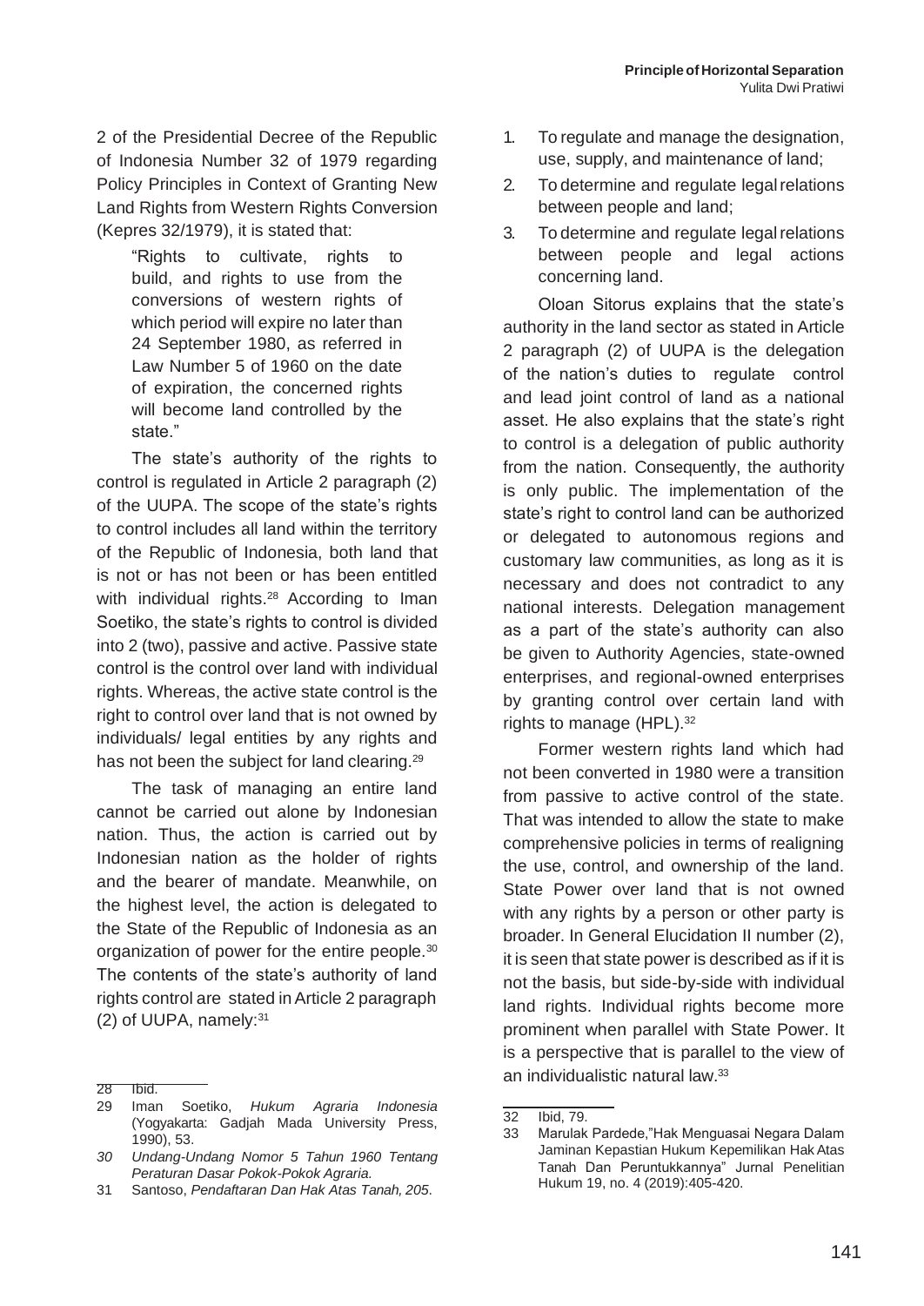2 of the Presidential Decree of the Republic of Indonesia Number 32 of 1979 regarding Policy Principles in Context of Granting New Land Rights from Western Rights Conversion (Kepres 32/1979), it is stated that:

> "Rights to cultivate, rights to build, and rights to use from the conversions of western rights of which period will expire no later than 24 September 1980, as referred in Law Number 5 of 1960 on the date of expiration, the concerned rights will become land controlled by the state."

The state's authority of the rights to control is regulated in Article 2 paragraph (2) of the UUPA. The scope of the state's rights to control includes all land within the territory of the Republic of Indonesia, both land that is not or has not been or has been entitled with individual rights.[28] According to Iman Soetiko, the state's rights to control is divided into 2 (two), passive and active. Passive state control is the control over land with individual rights. Whereas, the active state control is the right to control over land that is not owned by individuals/ legal entities by any rights and has not been the subject for land clearing.[29]

The task of managing an entire land cannot be carried out alone by Indonesian nation. Thus, the action is carried out by Indonesian nation as the holder of rights and the bearer of mandate. Meanwhile, on the highest level, the action is delegated to the State of the Republic of Indonesia as an organization of power for the entire people.[30] The contents of the state's authority of land rights control are stated in Article 2 paragraph (2) of UUPA, namely:[31]

1. To regulate and manage the designation, use, supply, and maintenance of land;
2. To determine and regulate legal relations between people and land;
3. To determine and regulate legal relations between people and legal actions concerning land.

Oloan Sitorus explains that the state's authority in the land sector as stated in Article 2 paragraph (2) of UUPA is the delegation of the nation's duties to regulate control and lead joint control of land as a national asset. He also explains that the state's right to control is a delegation of public authority from the nation. Consequently, the authority is only public. The implementation of the state's right to control land can be authorized or delegated to autonomous regions and customary law communities, as long as it is necessary and does not contradict to any national interests. Delegation management as a part of the state's authority can also be given to Authority Agencies, state-owned enterprises, and regional-owned enterprises by granting control over certain land with rights to manage (HPL).[32]

Former western rights land which had not been converted in 1980 were a transition from passive to active control of the state. That was intended to allow the state to make comprehensive policies in terms of realigning the use, control, and ownership of the land. State Power over land that is not owned with any rights by a person or other party is broader. In General Elucidation II number (2), it is seen that state power is described as if it is not the basis, but side-by-side with individual land rights. Individual rights become more prominent when parallel with State Power. It is a perspective that is parallel to the view of an individualistic natural law.[33]

---

28 Ibid.

29 Iman Soetiko, *Hukum Agraria Indonesia* (Yogyakarta: Gadjah Mada University Press, 1990), 53.

30 *Undang-Undang Nomor 5 Tahun 1960 Tentang Peraturan Dasar Pokok-Pokok Agraria.*

31 Santoso, *Pendaftaran Dan Hak Atas Tanah, 205.*

32 Ibid, 79.

33 Marulak Pardede,"Hak Menguasai Negara Dalam Jaminan Kepastian Hukum Kepemilikan Hak Atas Tanah Dan Peruntukkannya" Jurnal Penelitian Hukum 19, no. 4 (2019):405-420.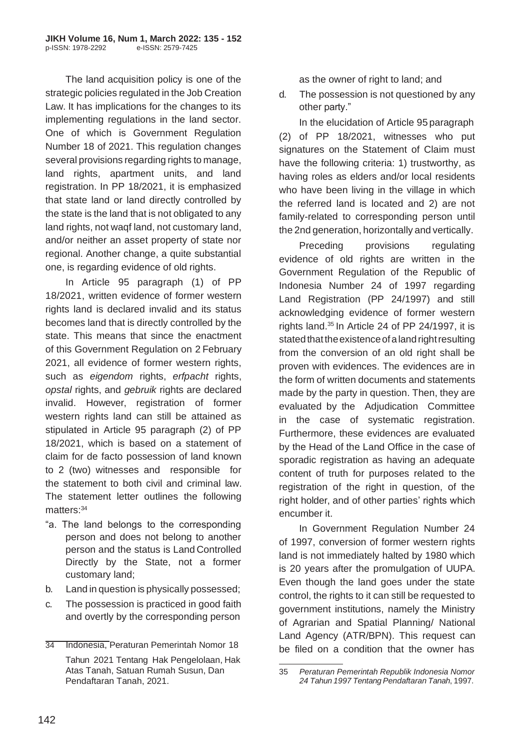The land acquisition policy is one of the strategic policies regulated in the Job Creation Law. It has implications for the changes to its implementing regulations in the land sector. One of which is Government Regulation Number 18 of 2021. This regulation changes several provisions regarding rights to manage, land rights, apartment units, and land registration. In PP 18/2021, it is emphasized that state land or land directly controlled by the state is the land that is not obligated to any land rights, not waqf land, not customary land, and/or neither an asset property of state nor regional. Another change, a quite substantial one, is regarding evidence of old rights.

In Article 95 paragraph (1) of PP 18/2021, written evidence of former western rights land is declared invalid and its status becomes land that is directly controlled by the state. This means that since the enactment of this Government Regulation on 2 February 2021, all evidence of former western rights, such as *eigendom* rights, *erfpacht* rights, *opstal* rights, and *gebruik* rights are declared invalid. However, registration of former western rights land can still be attained as stipulated in Article 95 paragraph (2) of PP 18/2021, which is based on a statement of claim for de facto possession of land known to 2 (two) witnesses and responsible for the statement to both civil and criminal law. The statement letter outlines the following matters:[34]

"a. The land belongs to the corresponding person and does not belong to another person and the status is Land Controlled Directly by the State, not a former customary land;

b. Land in question is physically possessed;

c. The possession is practiced in good faith and overtly by the corresponding person as the owner of right to land; and

d. The possession is not questioned by any other party."

In the elucidation of Article 95 paragraph (2) of PP 18/2021, witnesses who put signatures on the Statement of Claim must have the following criteria: 1) trustworthy, as having roles as elders and/or local residents who have been living in the village in which the referred land is located and 2) are not family-related to corresponding person until the 2nd generation, horizontally and vertically.

Preceding provisions regulating evidence of old rights are written in the Government Regulation of the Republic of Indonesia Number 24 of 1997 regarding Land Registration (PP 24/1997) and still acknowledging evidence of former western rights land.[35] In Article 24 of PP 24/1997, it is stated that the existence of a land right resulting from the conversion of an old right shall be proven with evidences. The evidences are in the form of written documents and statements made by the party in question. Then, they are evaluated by the Adjudication Committee in the case of systematic registration. Furthermore, these evidences are evaluated by the Head of the Land Office in the case of sporadic registration as having an adequate content of truth for purposes related to the registration of the right in question, of the right holder, and of other parties' rights which encumber it.

In Government Regulation Number 24 of 1997, conversion of former western rights land is not immediately halted by 1980 which is 20 years after the promulgation of UUPA. Even though the land goes under the state control, the rights to it can still be requested to government institutions, namely the Ministry of Agrarian and Spatial Planning/ National Land Agency (ATR/BPN). This request can be filed on a condition that the owner has

---

34 Indonesia, Peraturan Pemerintah Nomor 18 Tahun 2021 Tentang Hak Pengelolaan, Hak Atas Tanah, Satuan Rumah Susun, Dan Pendaftaran Tanah, 2021.

35 *Peraturan Pemerintah Republik Indonesia Nomor 24 Tahun 1997 Tentang Pendaftaran Tanah*, 1997.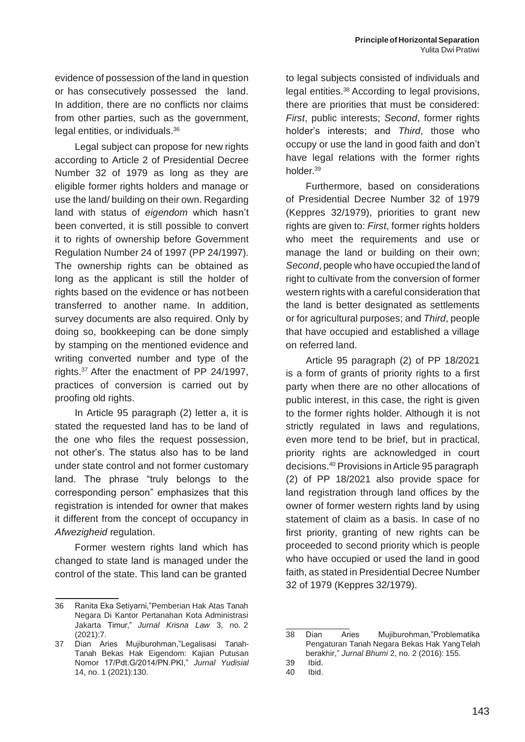evidence of possession of the land in question or has consecutively possessed the land. In addition, there are no conflicts nor claims from other parties, such as the government, legal entities, or individuals.[36]

Legal subject can propose for new rights according to Article 2 of Presidential Decree Number 32 of 1979 as long as they are eligible former rights holders and manage or use the land/ building on their own. Regarding land with status of *eigendom* which hasn't been converted, it is still possible to convert it to rights of ownership before Government Regulation Number 24 of 1997 (PP 24/1997). The ownership rights can be obtained as long as the applicant is still the holder of rights based on the evidence or has not been transferred to another name. In addition, survey documents are also required. Only by doing so, bookkeeping can be done simply by stamping on the mentioned evidence and writing converted number and type of the rights.[37] After the enactment of PP 24/1997, practices of conversion is carried out by proofing old rights.

In Article 95 paragraph (2) letter a, it is stated the requested land has to be land of the one who files the request possession, not other's. The status also has to be land under state control and not former customary land. The phrase "truly belongs to the corresponding person" emphasizes that this registration is intended for owner that makes it different from the concept of occupancy in *Afwezigheid* regulation.

Former western rights land which has changed to state land is managed under the control of the state. This land can be granted to legal subjects consisted of individuals and legal entities.[38] According to legal provisions, there are priorities that must be considered: *First*, public interests; *Second*, former rights holder's interests; and *Third*, those who occupy or use the land in good faith and don't have legal relations with the former rights holder.[39]

Furthermore, based on considerations of Presidential Decree Number 32 of 1979 (Keppres 32/1979), priorities to grant new rights are given to: *First*, former rights holders who meet the requirements and use or manage the land or building on their own; *Second*, people who have occupied the land of right to cultivate from the conversion of former western rights with a careful consideration that the land is better designated as settlements or for agricultural purposes; and *Third*, people that have occupied and established a village on referred land.

Article 95 paragraph (2) of PP 18/2021 is a form of grants of priority rights to a first party when there are no other allocations of public interest, in this case, the right is given to the former rights holder. Although it is not strictly regulated in laws and regulations, even more tend to be brief, but in practical, priority rights are acknowledged in court decisions.[40] Provisions in Article 95 paragraph (2) of PP 18/2021 also provide space for land registration through land offices by the owner of former western rights land by using statement of claim as a basis. In case of no first priority, granting of new rights can be proceeded to second priority which is people who have occupied or used the land in good faith, as stated in Presidential Decree Number 32 of 1979 (Keppres 32/1979).

---

36 Ranita Eka Setiyarni,"Pemberian Hak Atas Tanah Negara Di Kantor Pertanahan Kota Administrasi Jakarta Timur," *Jurnal Krisna Law* 3, no. 2 (2021):7.

37 Dian Aries Mujiburohman,"Legalisasi Tanah-Tanah Bekas Hak Eigendom: Kajian Putusan Nomor 17/Pdt.G/2014/PN.PKI," *Jurnal Yudisial* 14, no. 1 (2021):130.

38 Dian Aries Mujiburohman,"Problematika Pengaturan Tanah Negara Bekas Hak Yang Telah berakhir," *Jurnal Bhumi* 2, no. 2 (2016): 155.

39 Ibid.

40 Ibid.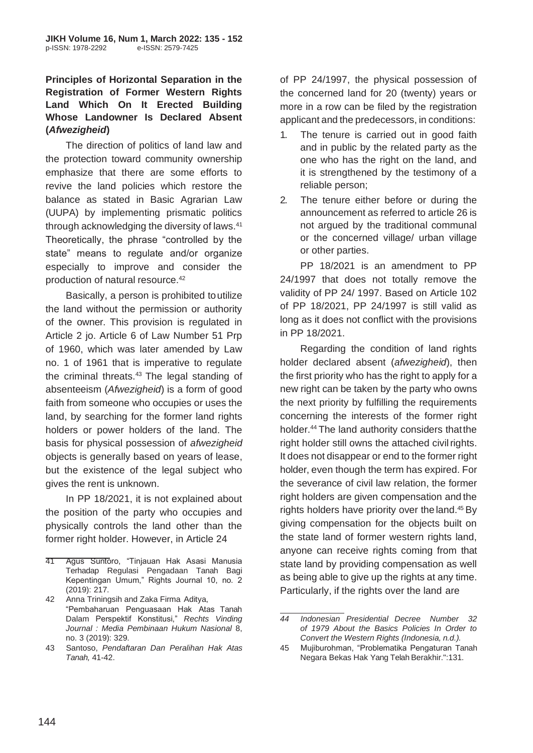**Principles of Horizontal Separation in the Registration of Former Western Rights Land Which On It Erected Building Whose Landowner Is Declared Absent (*Afwezigheid*)**

The direction of politics of land law and the protection toward community ownership emphasize that there are some efforts to revive the land policies which restore the balance as stated in Basic Agrarian Law (UUPA) by implementing prismatic politics through acknowledging the diversity of laws.[41] Theoretically, the phrase "controlled by the state" means to regulate and/or organize especially to improve and consider the production of natural resource.[42]

Basically, a person is prohibited to utilize the land without the permission or authority of the owner. This provision is regulated in Article 2 jo. Article 6 of Law Number 51 Prp of 1960, which was later amended by Law no. 1 of 1961 that is imperative to regulate the criminal threats.[43] The legal standing of absenteeism (*Afwezigheid*) is a form of good faith from someone who occupies or uses the land, by searching for the former land rights holders or power holders of the land. The basis for physical possession of *afwezigheid* objects is generally based on years of lease, but the existence of the legal subject who gives the rent is unknown.

In PP 18/2021, it is not explained about the position of the party who occupies and physically controls the land other than the former right holder. However, in Article 24 of PP 24/1997, the physical possession of the concerned land for 20 (twenty) years or more in a row can be filed by the registration applicant and the predecessors, in conditions:

1. The tenure is carried out in good faith and in public by the related party as the one who has the right on the land, and it is strengthened by the testimony of a reliable person;
2. The tenure either before or during the announcement as referred to article 26 is not argued by the traditional communal or the concerned village/ urban village or other parties.

PP 18/2021 is an amendment to PP 24/1997 that does not totally remove the validity of PP 24/ 1997. Based on Article 102 of PP 18/2021, PP 24/1997 is still valid as long as it does not conflict with the provisions in PP 18/2021.

Regarding the condition of land rights holder declared absent (*afwezigheid*), then the first priority who has the right to apply for a new right can be taken by the party who owns the next priority by fulfilling the requirements concerning the interests of the former right holder.[44] The land authority considers that the right holder still owns the attached civil rights. It does not disappear or end to the former right holder, even though the term has expired. For the severance of civil law relation, the former right holders are given compensation and the rights holders have priority over the land.[45] By giving compensation for the objects built on the state land of former western rights land, anyone can receive rights coming from that state land by providing compensation as well as being able to give up the rights at any time. Particularly, if the rights over the land are

---

41 Agus Suntoro, "Tinjauan Hak Asasi Manusia Terhadap Regulasi Pengadaan Tanah Bagi Kepentingan Umum," Rights Journal 10, no. 2 (2019): 217.

42 Anna Triningsih and Zaka Firma Aditya, "Pembaharuan Penguasaan Hak Atas Tanah Dalam Perspektif Konstitusi," *Rechts Vinding Journal : Media Pembinaan Hukum Nasional* 8, no. 3 (2019): 329.

43 Santoso, *Pendaftaran Dan Peralihan Hak Atas Tanah,* 41-42.

*44 Indonesian Presidential Decree Number 32 of 1979 About the Basics Policies In Order to Convert the Western Rights (Indonesia, n.d.).*

45 Mujiburohman, "Problematika Pengaturan Tanah Negara Bekas Hak Yang Telah Berakhir.":131.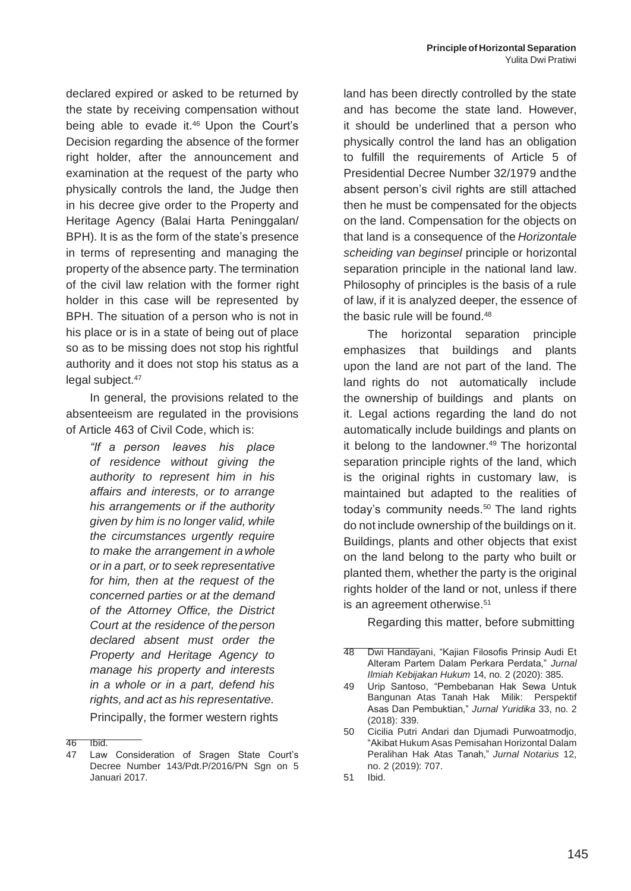declared expired or asked to be returned by the state by receiving compensation without being able to evade it.[46] Upon the Court's Decision regarding the absence of the former right holder, after the announcement and examination at the request of the party who physically controls the land, the Judge then in his decree give order to the Property and Heritage Agency (Balai Harta Peninggalan/ BPH). It is as the form of the state's presence in terms of representing and managing the property of the absence party. The termination of the civil law relation with the former right holder in this case will be represented by BPH. The situation of a person who is not in his place or is in a state of being out of place so as to be missing does not stop his rightful authority and it does not stop his status as a legal subject.[47]

In general, the provisions related to the absenteeism are regulated in the provisions of Article 463 of Civil Code, which is:

> *"If a person leaves his place of residence without giving the authority to represent him in his affairs and interests, or to arrange his arrangements or if the authority given by him is no longer valid, while the circumstances urgently require to make the arrangement in a whole or in a part, or to seek representative for him, then at the request of the concerned parties or at the demand of the Attorney Office, the District Court at the residence of the person declared absent must order the Property and Heritage Agency to manage his property and interests in a whole or in a part, defend his rights, and act as his representative.*

Principally, the former western rights land has been directly controlled by the state and has become the state land. However, it should be underlined that a person who physically control the land has an obligation to fulfill the requirements of Article 5 of Presidential Decree Number 32/1979 and the absent person's civil rights are still attached then he must be compensated for the objects on the land. Compensation for the objects on that land is a consequence of the *Horizontale scheiding van beginsel* principle or horizontal separation principle in the national land law. Philosophy of principles is the basis of a rule of law, if it is analyzed deeper, the essence of the basic rule will be found.[48]

The horizontal separation principle emphasizes that buildings and plants upon the land are not part of the land. The land rights do not automatically include the ownership of buildings and plants on it. Legal actions regarding the land do not automatically include buildings and plants on it belong to the landowner.[49] The horizontal separation principle rights of the land, which is the original rights in customary law, is maintained but adapted to the realities of today's community needs.[50] The land rights do not include ownership of the buildings on it. Buildings, plants and other objects that exist on the land belong to the party who built or planted them, whether the party is the original rights holder of the land or not, unless if there is an agreement otherwise.[51]

Regarding this matter, before submitting

---

46 Ibid.

47 Law Consideration of Sragen State Court's Decree Number 143/Pdt.P/2016/PN Sgn on 5 Januari 2017.

48 Dwi Handayani, "Kajian Filosofis Prinsip Audi Et Alteram Partem Dalam Perkara Perdata," *Jurnal Ilmiah Kebijakan Hukum* 14, no. 2 (2020): 385.

49 Urip Santoso, "Pembebanan Hak Sewa Untuk Bangunan Atas Tanah Hak Milik: Perspektif Asas Dan Pembuktian," *Jurnal Yuridika* 33, no. 2 (2018): 339.

50 Cicilia Putri Andari dan Djumadi Purwoatmodjo, "Akibat Hukum Asas Pemisahan Horizontal Dalam Peralihan Hak Atas Tanah," *Jurnal Notarius* 12, no. 2 (2019): 707.

51 Ibid.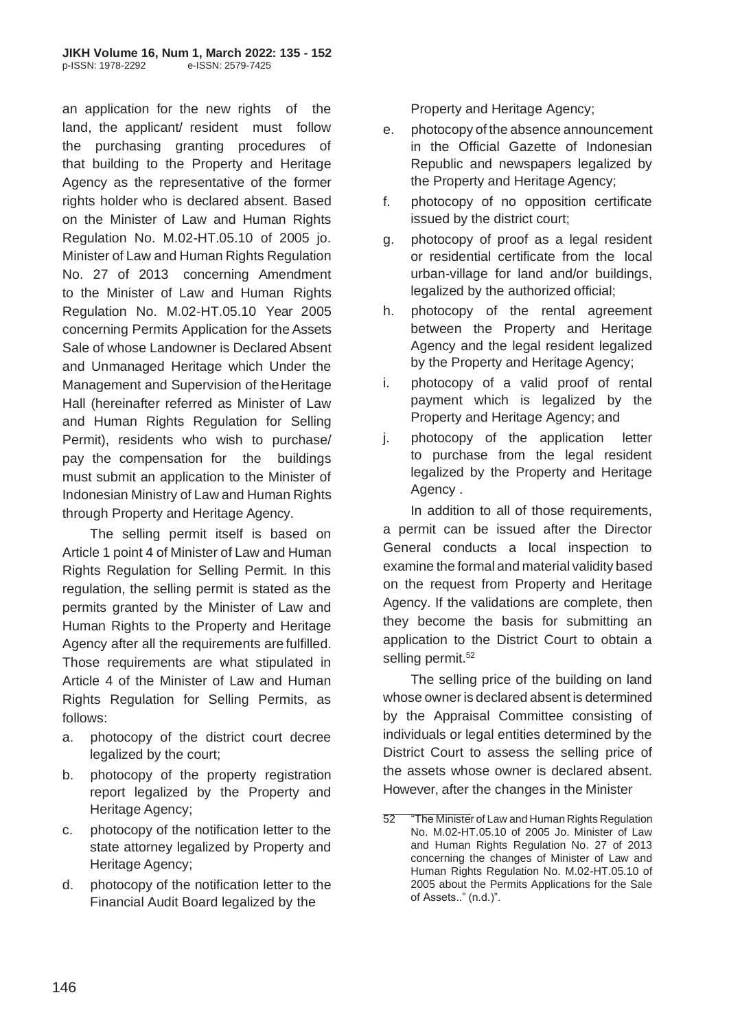an application for the new rights of the land, the applicant/ resident must follow the purchasing granting procedures of that building to the Property and Heritage Agency as the representative of the former rights holder who is declared absent. Based on the Minister of Law and Human Rights Regulation No. M.02-HT.05.10 of 2005 jo. Minister of Law and Human Rights Regulation No. 27 of 2013 concerning Amendment to the Minister of Law and Human Rights Regulation No. M.02-HT.05.10 Year 2005 concerning Permits Application for the Assets Sale of whose Landowner is Declared Absent and Unmanaged Heritage which Under the Management and Supervision of the Heritage Hall (hereinafter referred as Minister of Law and Human Rights Regulation for Selling Permit), residents who wish to purchase/ pay the compensation for the buildings must submit an application to the Minister of Indonesian Ministry of Law and Human Rights through Property and Heritage Agency.

The selling permit itself is based on Article 1 point 4 of Minister of Law and Human Rights Regulation for Selling Permit. In this regulation, the selling permit is stated as the permits granted by the Minister of Law and Human Rights to the Property and Heritage Agency after all the requirements are fulfilled. Those requirements are what stipulated in Article 4 of the Minister of Law and Human Rights Regulation for Selling Permits, as follows:

a. photocopy of the district court decree legalized by the court;
b. photocopy of the property registration report legalized by the Property and Heritage Agency;
c. photocopy of the notification letter to the state attorney legalized by Property and Heritage Agency;
d. photocopy of the notification letter to the Financial Audit Board legalized by the Property and Heritage Agency;
e. photocopy of the absence announcement in the Official Gazette of Indonesian Republic and newspapers legalized by the Property and Heritage Agency;
f. photocopy of no opposition certificate issued by the district court;
g. photocopy of proof as a legal resident or residential certificate from the local urban-village for land and/or buildings, legalized by the authorized official;
h. photocopy of the rental agreement between the Property and Heritage Agency and the legal resident legalized by the Property and Heritage Agency;
i. photocopy of a valid proof of rental payment which is legalized by the Property and Heritage Agency; and
j. photocopy of the application letter to purchase from the legal resident legalized by the Property and Heritage Agency .

In addition to all of those requirements, a permit can be issued after the Director General conducts a local inspection to examine the formal and material validity based on the request from Property and Heritage Agency. If the validations are complete, then they become the basis for submitting an application to the District Court to obtain a selling permit.[52]

The selling price of the building on land whose owner is declared absent is determined by the Appraisal Committee consisting of individuals or legal entities determined by the District Court to assess the selling price of the assets whose owner is declared absent. However, after the changes in the Minister

52 "The Minister of Law and Human Rights Regulation No. M.02-HT.05.10 of 2005 Jo. Minister of Law and Human Rights Regulation No. 27 of 2013 concerning the changes of Minister of Law and Human Rights Regulation No. M.02-HT.05.10 of 2005 about the Permits Applications for the Sale of Assets.." (n.d.)".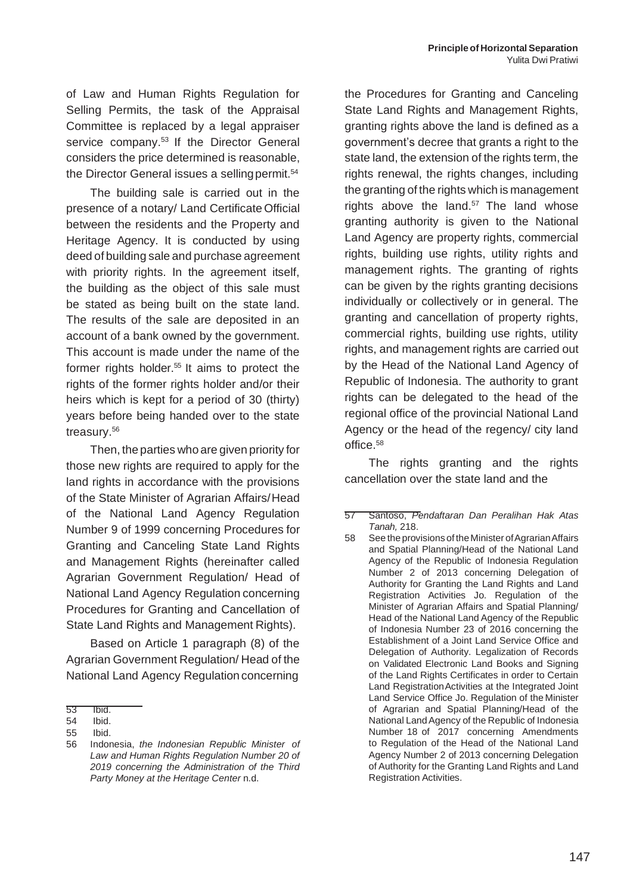of Law and Human Rights Regulation for Selling Permits, the task of the Appraisal Committee is replaced by a legal appraiser service company.[53] If the Director General considers the price determined is reasonable, the Director General issues a selling permit.[54]

The building sale is carried out in the presence of a notary/ Land Certificate Official between the residents and the Property and Heritage Agency. It is conducted by using deed of building sale and purchase agreement with priority rights. In the agreement itself, the building as the object of this sale must be stated as being built on the state land. The results of the sale are deposited in an account of a bank owned by the government. This account is made under the name of the former rights holder.[55] It aims to protect the rights of the former rights holder and/or their heirs which is kept for a period of 30 (thirty) years before being handed over to the state treasury.[56]

Then, the parties who are given priority for those new rights are required to apply for the land rights in accordance with the provisions of the State Minister of Agrarian Affairs/ Head of the National Land Agency Regulation Number 9 of 1999 concerning Procedures for Granting and Canceling State Land Rights and Management Rights (hereinafter called Agrarian Government Regulation/ Head of National Land Agency Regulation concerning Procedures for Granting and Cancellation of State Land Rights and Management Rights).

Based on Article 1 paragraph (8) of the Agrarian Government Regulation/ Head of the National Land Agency Regulation concerning the Procedures for Granting and Canceling State Land Rights and Management Rights, granting rights above the land is defined as a government's decree that grants a right to the state land, the extension of the rights term, the rights renewal, the rights changes, including the granting of the rights which is management rights above the land.[57] The land whose granting authority is given to the National Land Agency are property rights, commercial rights, building use rights, utility rights and management rights. The granting of rights can be given by the rights granting decisions individually or collectively or in general. The granting and cancellation of property rights, commercial rights, building use rights, utility rights, and management rights are carried out by the Head of the National Land Agency of Republic of Indonesia. The authority to grant rights can be delegated to the head of the regional office of the provincial National Land Agency or the head of the regency/ city land office.[58]

The rights granting and the rights cancellation over the state land and the

---

53 Ibid.

54 Ibid.

55 Ibid.

56 Indonesia, *the Indonesian Republic Minister of Law and Human Rights Regulation Number 20 of 2019 concerning the Administration of the Third Party Money at the Heritage Center* n.d.

57 Santoso, *Pendaftaran Dan Peralihan Hak Atas Tanah,* 218.

58 See the provisions of the Minister of Agrarian Affairs and Spatial Planning/Head of the National Land Agency of the Republic of Indonesia Regulation Number 2 of 2013 concerning Delegation of Authority for Granting the Land Rights and Land Registration Activities Jo. Regulation of the Minister of Agrarian Affairs and Spatial Planning/ Head of the National Land Agency of the Republic of Indonesia Number 23 of 2016 concerning the Establishment of a Joint Land Service Office and Delegation of Authority. Legalization of Records on Validated Electronic Land Books and Signing of the Land Rights Certificates in order to Certain Land Registration Activities at the Integrated Joint Land Service Office Jo. Regulation of the Minister of Agrarian and Spatial Planning/Head of the National Land Agency of the Republic of Indonesia Number 18 of 2017 concerning Amendments to Regulation of the Head of the National Land Agency Number 2 of 2013 concerning Delegation of Authority for the Granting Land Rights and Land Registration Activities.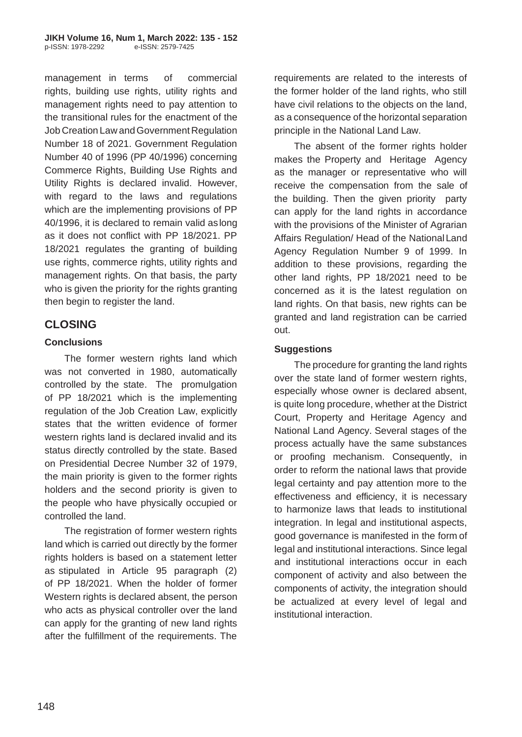management in terms of commercial rights, building use rights, utility rights and management rights need to pay attention to the transitional rules for the enactment of the Job Creation Law and Government Regulation Number 18 of 2021. Government Regulation Number 40 of 1996 (PP 40/1996) concerning Commerce Rights, Building Use Rights and Utility Rights is declared invalid. However, with regard to the laws and regulations which are the implementing provisions of PP 40/1996, it is declared to remain valid as long as it does not conflict with PP 18/2021. PP 18/2021 regulates the granting of building use rights, commerce rights, utility rights and management rights. On that basis, the party who is given the priority for the rights granting then begin to register the land.

## CLOSING

### Conclusions

The former western rights land which was not converted in 1980, automatically controlled by the state. The promulgation of PP 18/2021 which is the implementing regulation of the Job Creation Law, explicitly states that the written evidence of former western rights land is declared invalid and its status directly controlled by the state. Based on Presidential Decree Number 32 of 1979, the main priority is given to the former rights holders and the second priority is given to the people who have physically occupied or controlled the land.

The registration of former western rights land which is carried out directly by the former rights holders is based on a statement letter as stipulated in Article 95 paragraph (2) of PP 18/2021. When the holder of former Western rights is declared absent, the person who acts as physical controller over the land can apply for the granting of new land rights after the fulfillment of the requirements. The requirements are related to the interests of the former holder of the land rights, who still have civil relations to the objects on the land, as a consequence of the horizontal separation principle in the National Land Law.

The absent of the former rights holder makes the Property and Heritage Agency as the manager or representative who will receive the compensation from the sale of the building. Then the given priority party can apply for the land rights in accordance with the provisions of the Minister of Agrarian Affairs Regulation/ Head of the National Land Agency Regulation Number 9 of 1999. In addition to these provisions, regarding the other land rights, PP 18/2021 need to be concerned as it is the latest regulation on land rights. On that basis, new rights can be granted and land registration can be carried out.

### Suggestions

The procedure for granting the land rights over the state land of former western rights, especially whose owner is declared absent, is quite long procedure, whether at the District Court, Property and Heritage Agency and National Land Agency. Several stages of the process actually have the same substances or proofing mechanism. Consequently, in order to reform the national laws that provide legal certainty and pay attention more to the effectiveness and efficiency, it is necessary to harmonize laws that leads to institutional integration. In legal and institutional aspects, good governance is manifested in the form of legal and institutional interactions. Since legal and institutional interactions occur in each component of activity and also between the components of activity, the integration should be actualized at every level of legal and institutional interaction.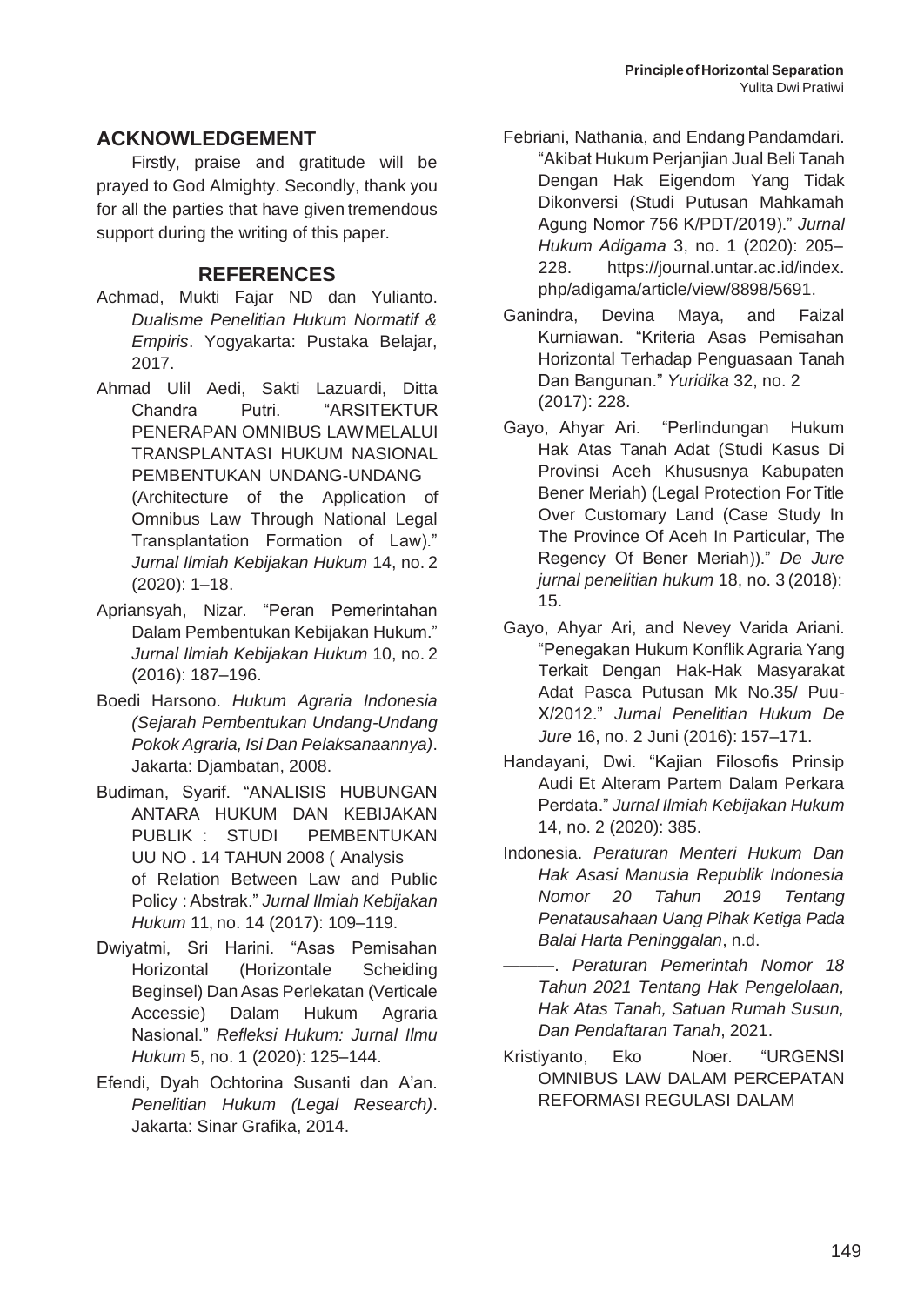## ACKNOWLEDGEMENT

Firstly, praise and gratitude will be prayed to God Almighty. Secondly, thank you for all the parties that have given tremendous support during the writing of this paper.

## REFERENCES

Achmad, Mukti Fajar ND dan Yulianto. *Dualisme Penelitian Hukum Normatif & Empiris*. Yogyakarta: Pustaka Belajar, 2017.

Ahmad Ulil Aedi, Sakti Lazuardi, Ditta Chandra Putri. "ARSITEKTUR PENERAPAN OMNIBUS LAW MELALUI TRANSPLANTASI HUKUM NASIONAL PEMBENTUKAN UNDANG-UNDANG (Architecture of the Application of Omnibus Law Through National Legal Transplantation Formation of Law)." *Jurnal Ilmiah Kebijakan Hukum* 14, no. 2 (2020): 1–18.

Apriansyah, Nizar. "Peran Pemerintahan Dalam Pembentukan Kebijakan Hukum." *Jurnal Ilmiah Kebijakan Hukum* 10, no. 2 (2016): 187–196.

Boedi Harsono. *Hukum Agraria Indonesia (Sejarah Pembentukan Undang-Undang Pokok Agraria, Isi Dan Pelaksanaannya)*. Jakarta: Djambatan, 2008.

Budiman, Syarif. "ANALISIS HUBUNGAN ANTARA HUKUM DAN KEBIJAKAN PUBLIK : STUDI PEMBENTUKAN UU NO . 14 TAHUN 2008 ( Analysis of Relation Between Law and Public Policy : Abstrak." *Jurnal Ilmiah Kebijakan Hukum* 11, no. 14 (2017): 109–119.

Dwiyatmi, Sri Harini. "Asas Pemisahan Horizontal (Horizontale Scheiding Beginsel) Dan Asas Perlekatan (Verticale Accessie) Dalam Hukum Agraria Nasional." *Refleksi Hukum: Jurnal Ilmu Hukum* 5, no. 1 (2020): 125–144.

Efendi, Dyah Ochtorina Susanti dan A'an. *Penelitian Hukum (Legal Research)*. Jakarta: Sinar Grafika, 2014.

Febriani, Nathania, and Endang Pandamdari. "Akibat Hukum Perjanjian Jual Beli Tanah Dengan Hak Eigendom Yang Tidak Dikonversi (Studi Putusan Mahkamah Agung Nomor 756 K/PDT/2019)." *Jurnal Hukum Adigama* 3, no. 1 (2020): 205–228. https://journal.untar.ac.id/index.php/adigama/article/view/8898/5691.

Ganindra, Devina Maya, and Faizal Kurniawan. "Kriteria Asas Pemisahan Horizontal Terhadap Penguasaan Tanah Dan Bangunan." *Yuridika* 32, no. 2 (2017): 228.

Gayo, Ahyar Ari. "Perlindungan Hukum Hak Atas Tanah Adat (Studi Kasus Di Provinsi Aceh Khususnya Kabupaten Bener Meriah) (Legal Protection For Title Over Customary Land (Case Study In The Province Of Aceh In Particular, The Regency Of Bener Meriah))." *De Jure jurnal penelitian hukum* 18, no. 3 (2018): 15.

Gayo, Ahyar Ari, and Nevey Varida Ariani. "Penegakan Hukum Konflik Agraria Yang Terkait Dengan Hak-Hak Masyarakat Adat Pasca Putusan Mk No.35/ Puu-X/2012." *Jurnal Penelitian Hukum De Jure* 16, no. 2 Juni (2016): 157–171.

Handayani, Dwi. "Kajian Filosofis Prinsip Audi Et Alteram Partem Dalam Perkara Perdata." *Jurnal Ilmiah Kebijakan Hukum* 14, no. 2 (2020): 385.

Indonesia. *Peraturan Menteri Hukum Dan Hak Asasi Manusia Republik Indonesia Nomor 20 Tahun 2019 Tentang Penatausahaan Uang Pihak Ketiga Pada Balai Harta Peninggalan*, n.d.

———. *Peraturan Pemerintah Nomor 18 Tahun 2021 Tentang Hak Pengelolaan, Hak Atas Tanah, Satuan Rumah Susun, Dan Pendaftaran Tanah*, 2021.

Kristiyanto, Eko Noer. "URGENSI OMNIBUS LAW DALAM PERCEPATAN REFORMASI REGULASI DALAM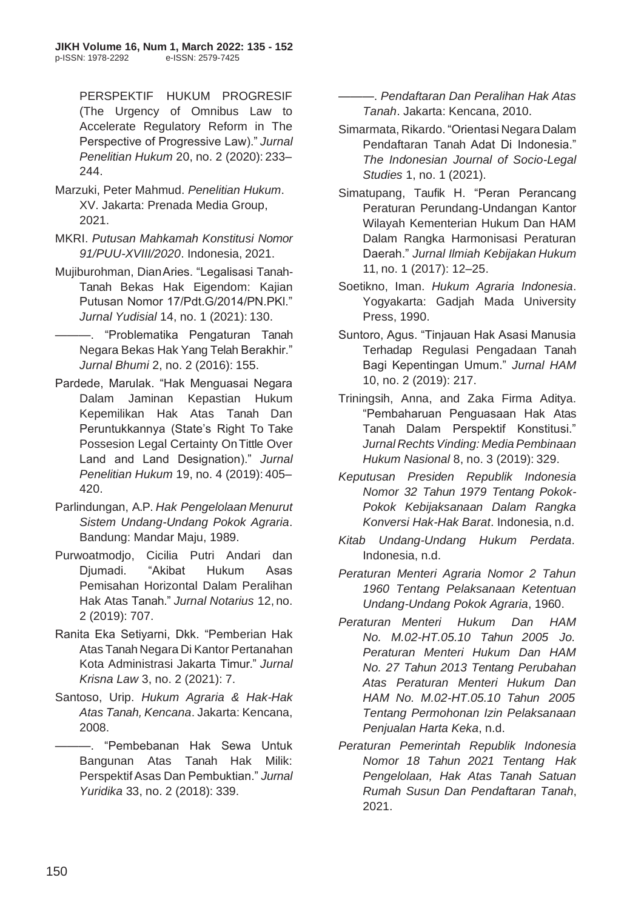PERSPEKTIF HUKUM PROGRESIF (The Urgency of Omnibus Law to Accelerate Regulatory Reform in The Perspective of Progressive Law)." *Jurnal Penelitian Hukum* 20, no. 2 (2020): 233–244.

Marzuki, Peter Mahmud. *Penelitian Hukum*. XV. Jakarta: Prenada Media Group, 2021.

MKRI. *Putusan Mahkamah Konstitusi Nomor 91/PUU-XVIII/2020*. Indonesia, 2021.

Mujiburohman, Dian Aries. "Legalisasi Tanah-Tanah Bekas Hak Eigendom: Kajian Putusan Nomor 17/Pdt.G/2014/PN.PKl." *Jurnal Yudisial* 14, no. 1 (2021): 130.

———. "Problematika Pengaturan Tanah Negara Bekas Hak Yang Telah Berakhir." *Jurnal Bhumi* 2, no. 2 (2016): 155.

Pardede, Marulak. "Hak Menguasai Negara Dalam Jaminan Kepastian Hukum Kepemilikan Hak Atas Tanah Dan Peruntukkannya (State's Right To Take Possesion Legal Certainty On Tittle Over Land and Land Designation)." *Jurnal Penelitian Hukum* 19, no. 4 (2019): 405–420.

Parlindungan, A.P. *Hak Pengelolaan Menurut Sistem Undang-Undang Pokok Agraria*. Bandung: Mandar Maju, 1989.

Purwoatmodjo, Cicilia Putri Andari dan Djumadi. "Akibat Hukum Asas Pemisahan Horizontal Dalam Peralihan Hak Atas Tanah." *Jurnal Notarius* 12, no. 2 (2019): 707.

Ranita Eka Setiyarni, Dkk. "Pemberian Hak Atas Tanah Negara Di Kantor Pertanahan Kota Administrasi Jakarta Timur." *Jurnal Krisna Law* 3, no. 2 (2021): 7.

Santoso, Urip. *Hukum Agraria & Hak-Hak Atas Tanah, Kencana*. Jakarta: Kencana, 2008.

———. "Pembebanan Hak Sewa Untuk Bangunan Atas Tanah Hak Milik: Perspektif Asas Dan Pembuktian." *Jurnal Yuridika* 33, no. 2 (2018): 339.

———. *Pendaftaran Dan Peralihan Hak Atas Tanah*. Jakarta: Kencana, 2010.

Simarmata, Rikardo. "Orientasi Negara Dalam Pendaftaran Tanah Adat Di Indonesia." *The Indonesian Journal of Socio-Legal Studies* 1, no. 1 (2021).

Simatupang, Taufik H. "Peran Perancang Peraturan Perundang-Undangan Kantor Wilayah Kementerian Hukum Dan HAM Dalam Rangka Harmonisasi Peraturan Daerah." *Jurnal Ilmiah Kebijakan Hukum* 11, no. 1 (2017): 12–25.

Soetikno, Iman. *Hukum Agraria Indonesia*. Yogyakarta: Gadjah Mada University Press, 1990.

Suntoro, Agus. "Tinjauan Hak Asasi Manusia Terhadap Regulasi Pengadaan Tanah Bagi Kepentingan Umum." *Jurnal HAM* 10, no. 2 (2019): 217.

Triningsih, Anna, and Zaka Firma Aditya. "Pembaharuan Penguasaan Hak Atas Tanah Dalam Perspektif Konstitusi." *Jurnal Rechts Vinding: Media Pembinaan Hukum Nasional* 8, no. 3 (2019): 329.

*Keputusan Presiden Republik Indonesia Nomor 32 Tahun 1979 Tentang Pokok-Pokok Kebijaksanaan Dalam Rangka Konversi Hak-Hak Barat*. Indonesia, n.d.

*Kitab Undang-Undang Hukum Perdata*. Indonesia, n.d.

*Peraturan Menteri Agraria Nomor 2 Tahun 1960 Tentang Pelaksanaan Ketentuan Undang-Undang Pokok Agraria*, 1960.

*Peraturan Menteri Hukum Dan HAM No. M.02-HT.05.10 Tahun 2005 Jo. Peraturan Menteri Hukum Dan HAM No. 27 Tahun 2013 Tentang Perubahan Atas Peraturan Menteri Hukum Dan HAM No. M.02-HT.05.10 Tahun 2005 Tentang Permohonan Izin Pelaksanaan Penjualan Harta Keka*, n.d.

*Peraturan Pemerintah Republik Indonesia Nomor 18 Tahun 2021 Tentang Hak Pengelolaan, Hak Atas Tanah Satuan Rumah Susun Dan Pendaftaran Tanah*, 2021.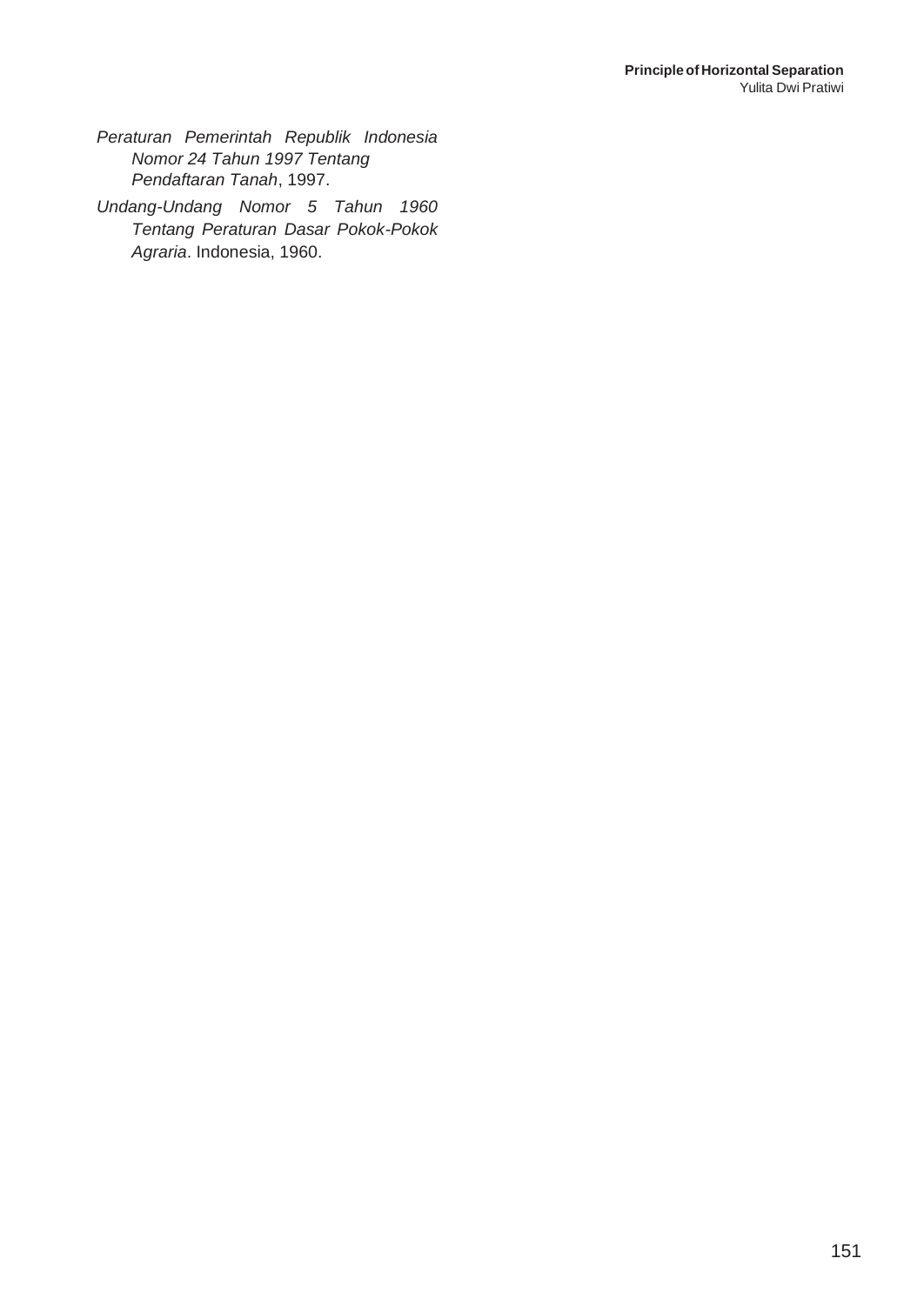*Peraturan Pemerintah Republik Indonesia Nomor 24 Tahun 1997 Tentang Pendaftaran Tanah*, 1997.

*Undang-Undang Nomor 5 Tahun 1960 Tentang Peraturan Dasar Pokok-Pokok Agraria*. Indonesia, 1960.